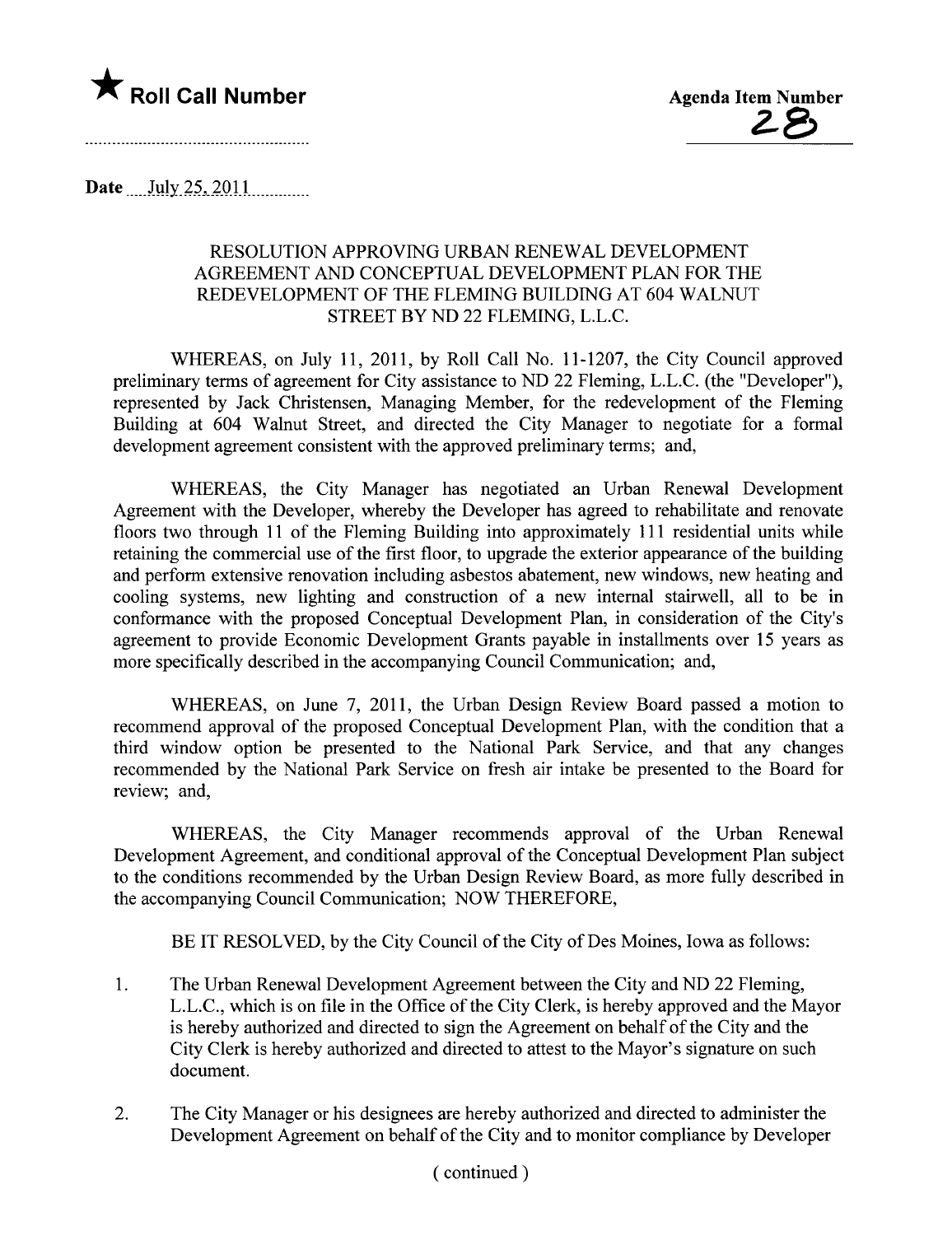★ **Roll Call Number**

**Agenda Item Number**
28

Date July 25, 2011

## RESOLUTION APPROVING URBAN RENEWAL DEVELOPMENT AGREEMENT AND CONCEPTUAL DEVELOPMENT PLAN FOR THE REDEVELOPMENT OF THE FLEMING BUILDING AT 604 WALNUT STREET BY ND 22 FLEMING, L.L.C.

WHEREAS, on July 11, 2011, by Roll Call No. 11-1207, the City Council approved preliminary terms of agreement for City assistance to ND 22 Fleming, L.L.C. (the "Developer"), represented by Jack Christensen, Managing Member, for the redevelopment of the Fleming Building at 604 Walnut Street, and directed the City Manager to negotiate for a formal development agreement consistent with the approved preliminary terms; and,

WHEREAS, the City Manager has negotiated an Urban Renewal Development Agreement with the Developer, whereby the Developer has agreed to rehabilitate and renovate floors two through 11 of the Fleming Building into approximately 111 residential units while retaining the commercial use of the first floor, to upgrade the exterior appearance of the building and perform extensive renovation including asbestos abatement, new windows, new heating and cooling systems, new lighting and construction of a new internal stairwell, all to be in conformance with the proposed Conceptual Development Plan, in consideration of the City's agreement to provide Economic Development Grants payable in installments over 15 years as more specifically described in the accompanying Council Communication; and,

WHEREAS, on June 7, 2011, the Urban Design Review Board passed a motion to recommend approval of the proposed Conceptual Development Plan, with the condition that a third window option be presented to the National Park Service, and that any changes recommended by the National Park Service on fresh air intake be presented to the Board for review; and,

WHEREAS, the City Manager recommends approval of the Urban Renewal Development Agreement, and conditional approval of the Conceptual Development Plan subject to the conditions recommended by the Urban Design Review Board, as more fully described in the accompanying Council Communication; NOW THEREFORE,

BE IT RESOLVED, by the City Council of the City of Des Moines, Iowa as follows:

1. The Urban Renewal Development Agreement between the City and ND 22 Fleming, L.L.C., which is on file in the Office of the City Clerk, is hereby approved and the Mayor is hereby authorized and directed to sign the Agreement on behalf of the City and the City Clerk is hereby authorized and directed to attest to the Mayor's signature on such document.

2. The City Manager or his designees are hereby authorized and directed to administer the Development Agreement on behalf of the City and to monitor compliance by Developer

( continued )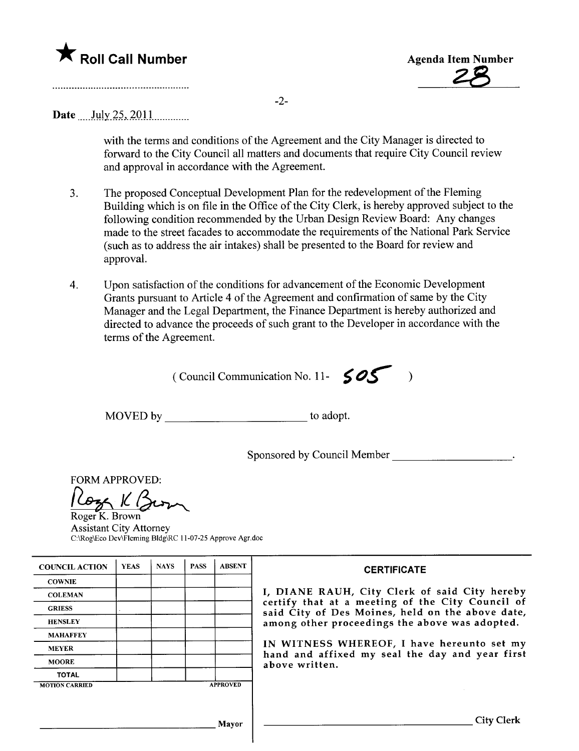★ **Roll Call Number**

**Agenda Item Number**
28

**Date** July 25, 2011

with the terms and conditions of the Agreement and the City Manager is directed to forward to the City Council all matters and documents that require City Council review and approval in accordance with the Agreement.

3. The proposed Conceptual Development Plan for the redevelopment of the Fleming Building which is on file in the Office of the City Clerk, is hereby approved subject to the following condition recommended by the Urban Design Review Board: Any changes made to the street facades to accommodate the requirements of the National Park Service (such as to address the air intakes) shall be presented to the Board for review and approval.

4. Upon satisfaction of the conditions for advancement of the Economic Development Grants pursuant to Article 4 of the Agreement and confirmation of same by the City Manager and the Legal Department, the Finance Department is hereby authorized and directed to advance the proceeds of such grant to the Developer in accordance with the terms of the Agreement.

( Council Communication No. 11- 505 )

MOVED by ________________________ to adopt.

Sponsored by Council Member ____________________.

FORM APPROVED:

Roger K. Brown
Assistant City Attorney
C:\Rog\Eco Dev\Fleming Bldg\RC 11-07-25 Approve Agr.doc

| COUNCIL ACTION | YEAS | NAYS | PASS | ABSENT |
|---|---|---|---|---|
| COWNIE | | | | |
| COLEMAN | | | | |
| GRIESS | | | | |
| HENSLEY | | | | |
| MAHAFFEY | | | | |
| MEYER | | | | |
| MOORE | | | | |
| TOTAL | | | | |
| MOTION CARRIED | | | | APPROVED |

________________________ Mayor

**CERTIFICATE**

I, DIANE RAUH, City Clerk of said City hereby certify that at a meeting of the City Council of said City of Des Moines, held on the above date, among other proceedings the above was adopted.

IN WITNESS WHEREOF, I have hereunto set my hand and affixed my seal the day and year first above written.

________________________ City Clerk